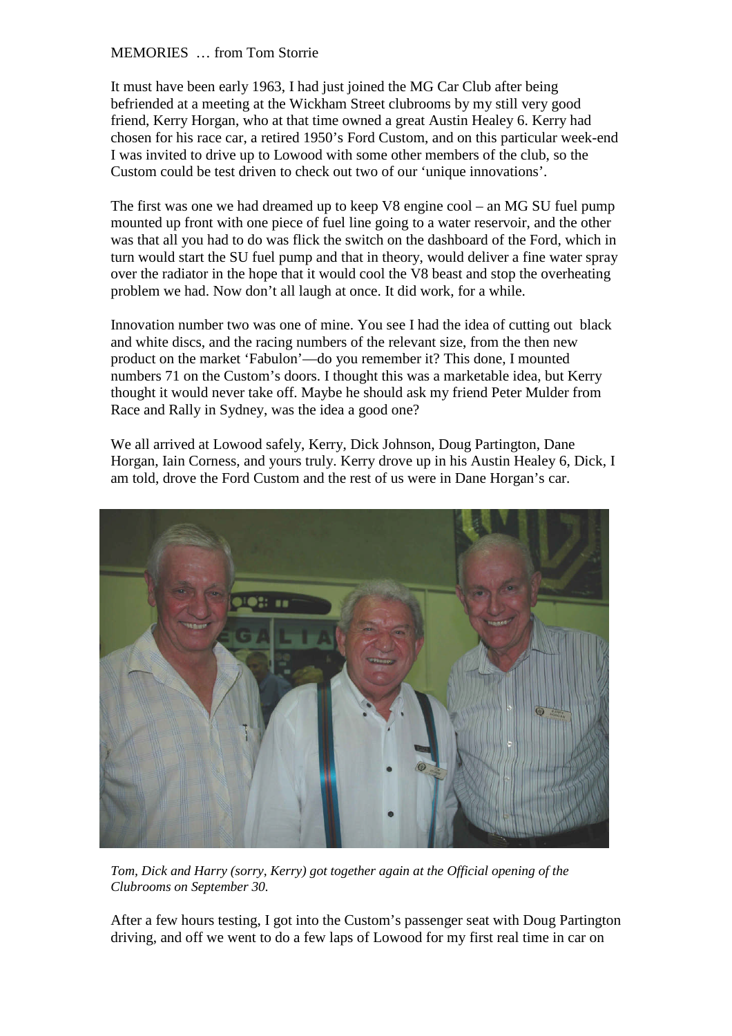MEMORIES … from Tom Storrie

It must have been early 1963, I had just joined the MG Car Club after being befriended at a meeting at the Wickham Street clubrooms by my still very good friend, Kerry Horgan, who at that time owned a great Austin Healey 6. Kerry had chosen for his race car, a retired 1950's Ford Custom, and on this particular week-end I was invited to drive up to Lowood with some other members of the club, so the Custom could be test driven to check out two of our 'unique innovations'.

The first was one we had dreamed up to keep V8 engine cool – an MG SU fuel pump mounted up front with one piece of fuel line going to a water reservoir, and the other was that all you had to do was flick the switch on the dashboard of the Ford, which in turn would start the SU fuel pump and that in theory, would deliver a fine water spray over the radiator in the hope that it would cool the V8 beast and stop the overheating problem we had. Now don't all laugh at once. It did work, for a while.

Innovation number two was one of mine. You see I had the idea of cutting out black and white discs, and the racing numbers of the relevant size, from the then new product on the market 'Fabulon'—do you remember it? This done, I mounted numbers 71 on the Custom's doors. I thought this was a marketable idea, but Kerry thought it would never take off. Maybe he should ask my friend Peter Mulder from Race and Rally in Sydney, was the idea a good one?

We all arrived at Lowood safely, Kerry, Dick Johnson, Doug Partington, Dane Horgan, Iain Corness, and yours truly. Kerry drove up in his Austin Healey 6, Dick, I am told, drove the Ford Custom and the rest of us were in Dane Horgan's car.

*Tom, Dick and Harry (sorry, Kerry) got together again at the Official opening of the Clubrooms on September 30.*

After a few hours testing, I got into the Custom's passenger seat with Doug Partington driving, and off we went to do a few laps of Lowood for my first real time in car on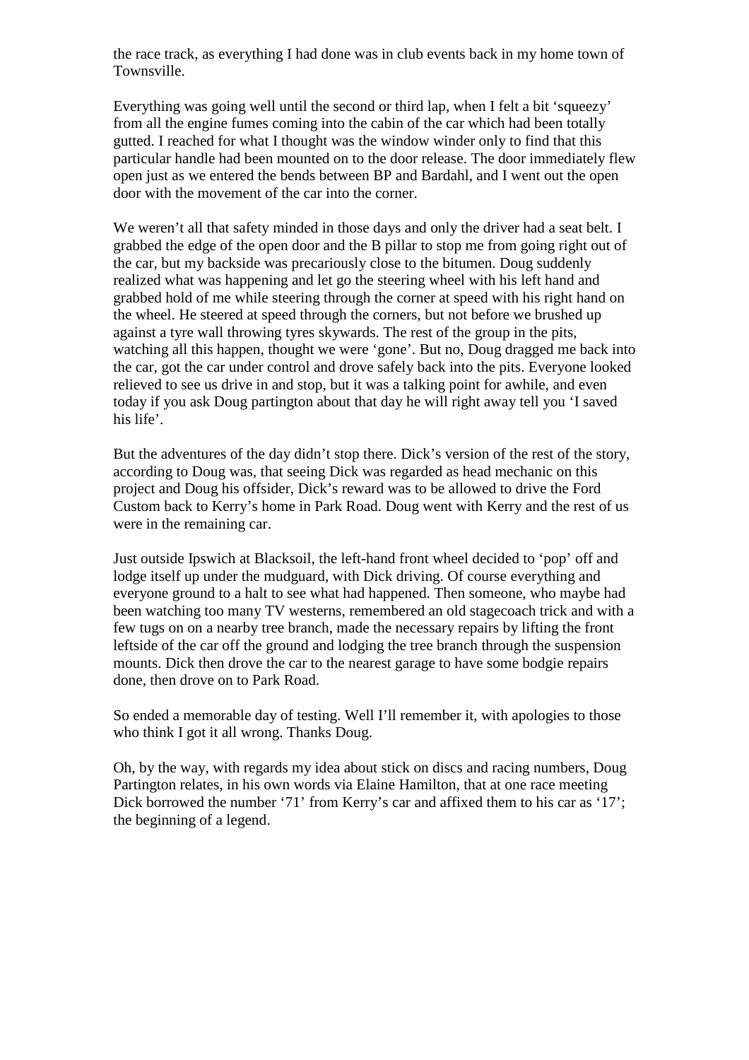the race track, as everything I had done was in club events back in my home town of Townsville.

Everything was going well until the second or third lap, when I felt a bit 'squeezy' from all the engine fumes coming into the cabin of the car which had been totally gutted. I reached for what I thought was the window winder only to find that this particular handle had been mounted on to the door release. The door immediately flew open just as we entered the bends between BP and Bardahl, and I went out the open door with the movement of the car into the corner.

We weren't all that safety minded in those days and only the driver had a seat belt. I grabbed the edge of the open door and the B pillar to stop me from going right out of the car, but my backside was precariously close to the bitumen. Doug suddenly realized what was happening and let go the steering wheel with his left hand and grabbed hold of me while steering through the corner at speed with his right hand on the wheel. He steered at speed through the corners, but not before we brushed up against a tyre wall throwing tyres skywards. The rest of the group in the pits, watching all this happen, thought we were 'gone'. But no, Doug dragged me back into the car, got the car under control and drove safely back into the pits. Everyone looked relieved to see us drive in and stop, but it was a talking point for awhile, and even today if you ask Doug partington about that day he will right away tell you 'I saved his life'.

But the adventures of the day didn't stop there. Dick's version of the rest of the story, according to Doug was, that seeing Dick was regarded as head mechanic on this project and Doug his offsider, Dick's reward was to be allowed to drive the Ford Custom back to Kerry's home in Park Road. Doug went with Kerry and the rest of us were in the remaining car.

Just outside Ipswich at Blacksoil, the left-hand front wheel decided to 'pop' off and lodge itself up under the mudguard, with Dick driving. Of course everything and everyone ground to a halt to see what had happened. Then someone, who maybe had been watching too many TV westerns, remembered an old stagecoach trick and with a few tugs on on a nearby tree branch, made the necessary repairs by lifting the front leftside of the car off the ground and lodging the tree branch through the suspension mounts. Dick then drove the car to the nearest garage to have some bodgie repairs done, then drove on to Park Road.

So ended a memorable day of testing. Well I'll remember it, with apologies to those who think I got it all wrong. Thanks Doug.

Oh, by the way, with regards my idea about stick on discs and racing numbers, Doug Partington relates, in his own words via Elaine Hamilton, that at one race meeting Dick borrowed the number '71' from Kerry's car and affixed them to his car as '17'; the beginning of a legend.